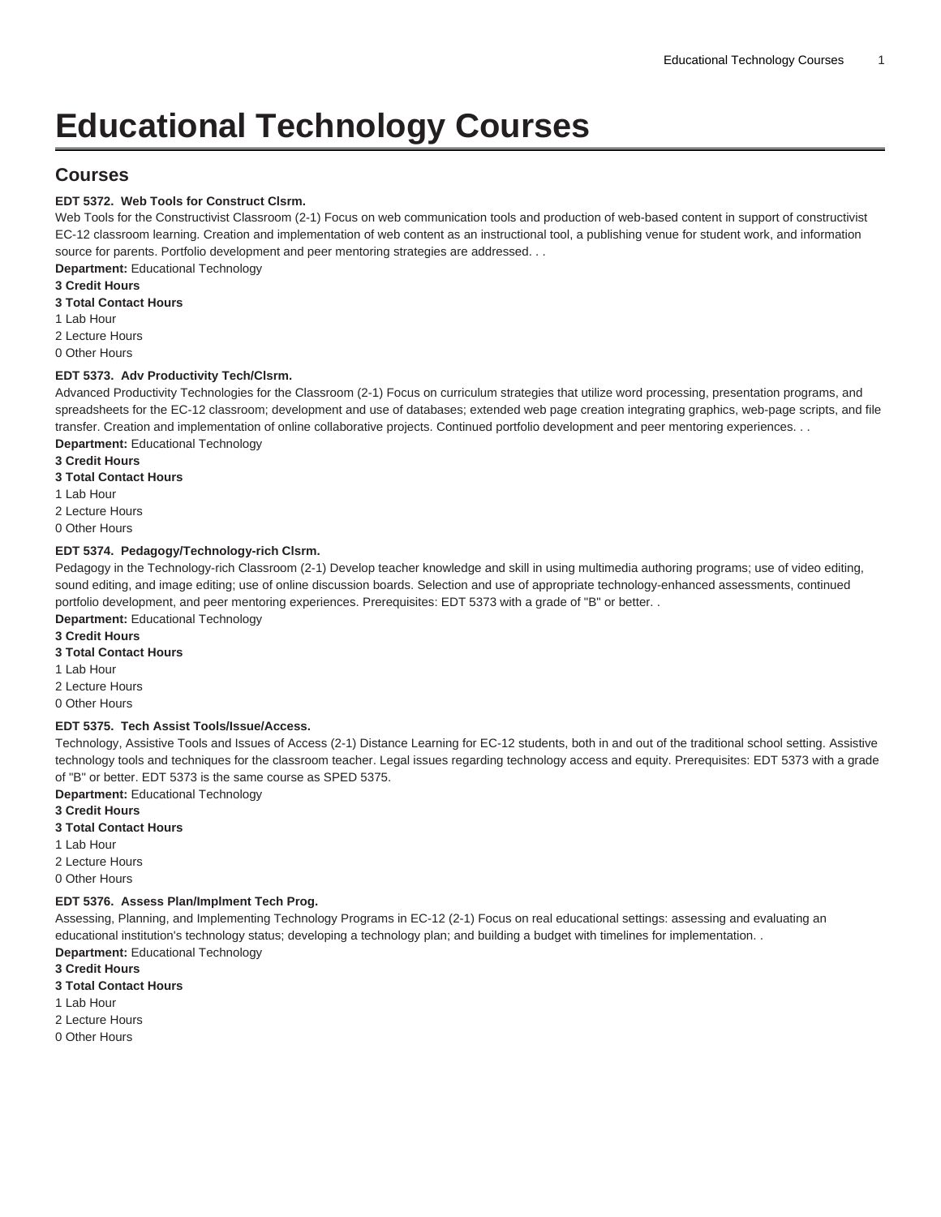# Educational Technology Courses

## Courses

**EDT 5372. Web Tools for Construct Clsrm.**

Web Tools for the Constructivist Classroom (2-1) Focus on web communication tools and production of web-based content in support of constructivist EC-12 classroom learning. Creation and implementation of web content as an instructional tool, a publishing venue for student work, and information source for parents. Portfolio development and peer mentoring strategies are addressed. . .

**Department:** Educational Technology

**3 Credit Hours**

**3 Total Contact Hours**

1 Lab Hour

2 Lecture Hours

0 Other Hours

**EDT 5373. Adv Productivity Tech/Clsrm.**

Advanced Productivity Technologies for the Classroom (2-1) Focus on curriculum strategies that utilize word processing, presentation programs, and spreadsheets for the EC-12 classroom; development and use of databases; extended web page creation integrating graphics, web-page scripts, and file transfer. Creation and implementation of online collaborative projects. Continued portfolio development and peer mentoring experiences. . .

**Department:** Educational Technology

**3 Credit Hours**

**3 Total Contact Hours**

1 Lab Hour

2 Lecture Hours

0 Other Hours

**EDT 5374. Pedagogy/Technology-rich Clsrm.**

Pedagogy in the Technology-rich Classroom (2-1) Develop teacher knowledge and skill in using multimedia authoring programs; use of video editing, sound editing, and image editing; use of online discussion boards. Selection and use of appropriate technology-enhanced assessments, continued portfolio development, and peer mentoring experiences. Prerequisites: EDT 5373 with a grade of "B" or better. .

**Department:** Educational Technology

**3 Credit Hours**

**3 Total Contact Hours**

1 Lab Hour

2 Lecture Hours

0 Other Hours

**EDT 5375. Tech Assist Tools/Issue/Access.**

Technology, Assistive Tools and Issues of Access (2-1) Distance Learning for EC-12 students, both in and out of the traditional school setting. Assistive technology tools and techniques for the classroom teacher. Legal issues regarding technology access and equity. Prerequisites: EDT 5373 with a grade of "B" or better. EDT 5373 is the same course as SPED 5375.

**Department:** Educational Technology

**3 Credit Hours**

**3 Total Contact Hours**

1 Lab Hour

2 Lecture Hours

0 Other Hours

**EDT 5376. Assess Plan/Implment Tech Prog.**

Assessing, Planning, and Implementing Technology Programs in EC-12 (2-1) Focus on real educational settings: assessing and evaluating an educational institution's technology status; developing a technology plan; and building a budget with timelines for implementation. .

**Department:** Educational Technology

**3 Credit Hours**

**3 Total Contact Hours**

1 Lab Hour

2 Lecture Hours

0 Other Hours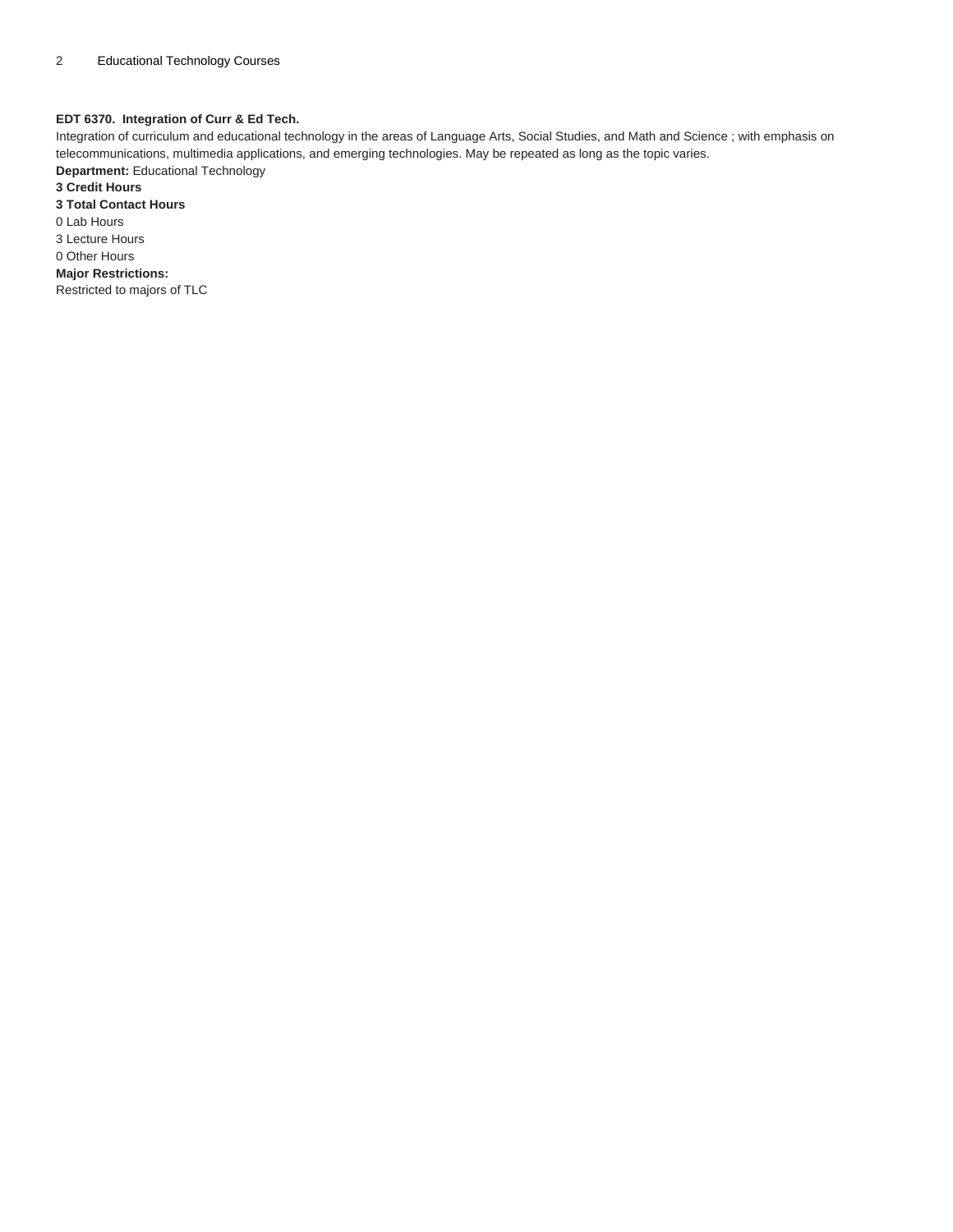**EDT 6370. Integration of Curr & Ed Tech.**

Integration of curriculum and educational technology in the areas of Language Arts, Social Studies, and Math and Science ; with emphasis on telecommunications, multimedia applications, and emerging technologies. May be repeated as long as the topic varies.

**Department:** Educational Technology

**3 Credit Hours**

**3 Total Contact Hours**

0 Lab Hours

3 Lecture Hours

0 Other Hours

**Major Restrictions:**

Restricted to majors of TLC